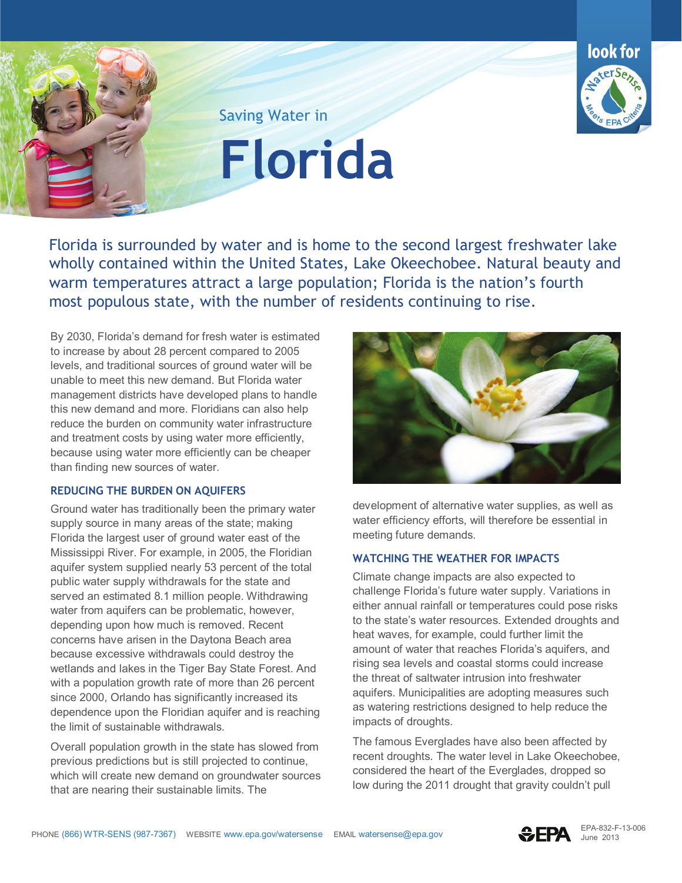Saving Water in

# Florida

look for WaterSense — Meets EPA Criteria

Florida is surrounded by water and is home to the second largest freshwater lake wholly contained within the United States, Lake Okeechobee. Natural beauty and warm temperatures attract a large population; Florida is the nation's fourth most populous state, with the number of residents continuing to rise.

By 2030, Florida's demand for fresh water is estimated to increase by about 28 percent compared to 2005 levels, and traditional sources of ground water will be unable to meet this new demand. But Florida water management districts have developed plans to handle this new demand and more. Floridians can also help reduce the burden on community water infrastructure and treatment costs by using water more efficiently, because using water more efficiently can be cheaper than finding new sources of water.

## REDUCING THE BURDEN ON AQUIFERS

Ground water has traditionally been the primary water supply source in many areas of the state; making Florida the largest user of ground water east of the Mississippi River. For example, in 2005, the Floridian aquifer system supplied nearly 53 percent of the total public water supply withdrawals for the state and served an estimated 8.1 million people. Withdrawing water from aquifers can be problematic, however, depending upon how much is removed. Recent concerns have arisen in the Daytona Beach area because excessive withdrawals could destroy the wetlands and lakes in the Tiger Bay State Forest. And with a population growth rate of more than 26 percent since 2000, Orlando has significantly increased its dependence upon the Floridian aquifer and is reaching the limit of sustainable withdrawals.

Overall population growth in the state has slowed from previous predictions but is still projected to continue, which will create new demand on groundwater sources that are nearing their sustainable limits. The development of alternative water supplies, as well as water efficiency efforts, will therefore be essential in meeting future demands.

## WATCHING THE WEATHER FOR IMPACTS

Climate change impacts are also expected to challenge Florida's future water supply. Variations in either annual rainfall or temperatures could pose risks to the state's water resources. Extended droughts and heat waves, for example, could further limit the amount of water that reaches Florida's aquifers, and rising sea levels and coastal storms could increase the threat of saltwater intrusion into freshwater aquifers. Municipalities are adopting measures such as watering restrictions designed to help reduce the impacts of droughts.

The famous Everglades have also been affected by recent droughts. The water level in Lake Okeechobee, considered the heart of the Everglades, dropped so low during the 2011 drought that gravity couldn't pull

PHONE (866) WTR-SENS (987-7367) WEBSITE www.epa.gov/watersense EMAIL watersense@epa.gov

EPA-832-F-13-006
June 2013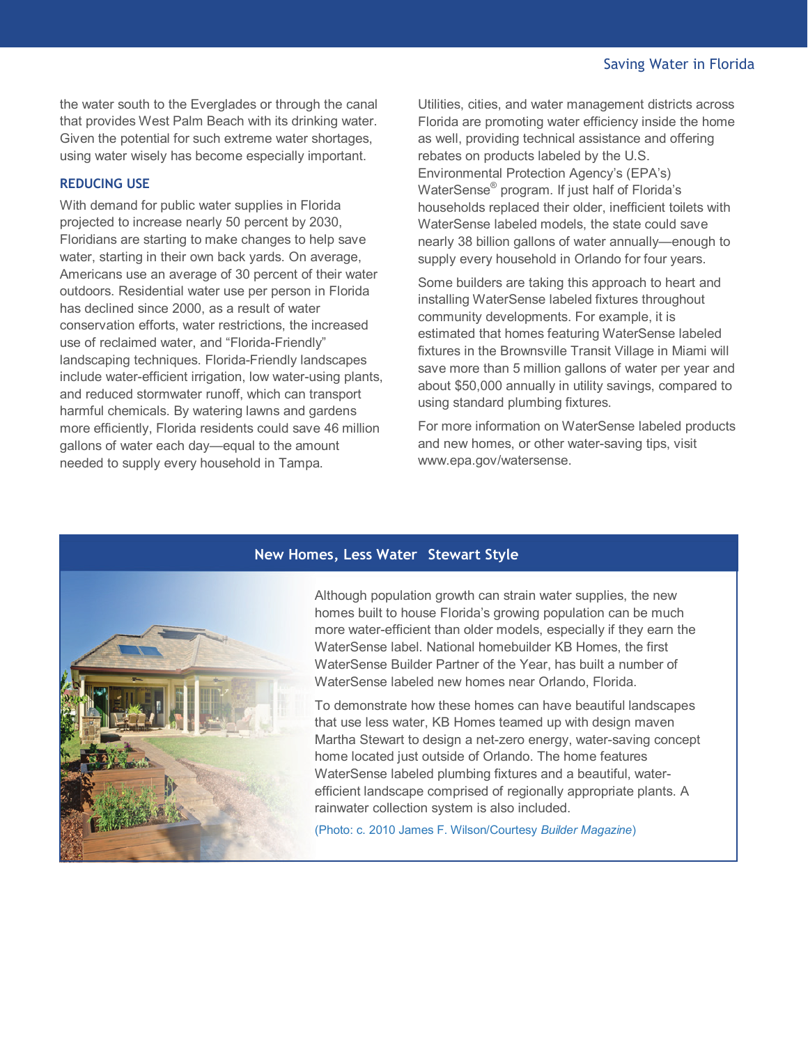the water south to the Everglades or through the canal that provides West Palm Beach with its drinking water. Given the potential for such extreme water shortages, using water wisely has become especially important.

### REDUCING USE

With demand for public water supplies in Florida projected to increase nearly 50 percent by 2030, Floridians are starting to make changes to help save water, starting in their own back yards. On average, Americans use an average of 30 percent of their water outdoors. Residential water use per person in Florida has declined since 2000, as a result of water conservation efforts, water restrictions, the increased use of reclaimed water, and "Florida-Friendly" landscaping techniques. Florida-Friendly landscapes include water-efficient irrigation, low water-using plants, and reduced stormwater runoff, which can transport harmful chemicals. By watering lawns and gardens more efficiently, Florida residents could save 46 million gallons of water each day—equal to the amount needed to supply every household in Tampa.

Utilities, cities, and water management districts across Florida are promoting water efficiency inside the home as well, providing technical assistance and offering rebates on products labeled by the U.S. Environmental Protection Agency's (EPA's) WaterSense® program. If just half of Florida's households replaced their older, inefficient toilets with WaterSense labeled models, the state could save nearly 38 billion gallons of water annually—enough to supply every household in Orlando for four years.

Some builders are taking this approach to heart and installing WaterSense labeled fixtures throughout community developments. For example, it is estimated that homes featuring WaterSense labeled fixtures in the Brownsville Transit Village in Miami will save more than 5 million gallons of water per year and about $50,000 annually in utility savings, compared to using standard plumbing fixtures.

For more information on WaterSense labeled products and new homes, or other water-saving tips, visit www.epa.gov/watersense.

### New Homes, Less Water Stewart Style

Although population growth can strain water supplies, the new homes built to house Florida's growing population can be much more water-efficient than older models, especially if they earn the WaterSense label. National homebuilder KB Homes, the first WaterSense Builder Partner of the Year, has built a number of WaterSense labeled new homes near Orlando, Florida.

To demonstrate how these homes can have beautiful landscapes that use less water, KB Homes teamed up with design maven Martha Stewart to design a net-zero energy, water-saving concept home located just outside of Orlando. The home features WaterSense labeled plumbing fixtures and a beautiful, water-efficient landscape comprised of regionally appropriate plants. A rainwater collection system is also included.

(Photo: c. 2010 James F. Wilson/Courtesy *Builder Magazine*)